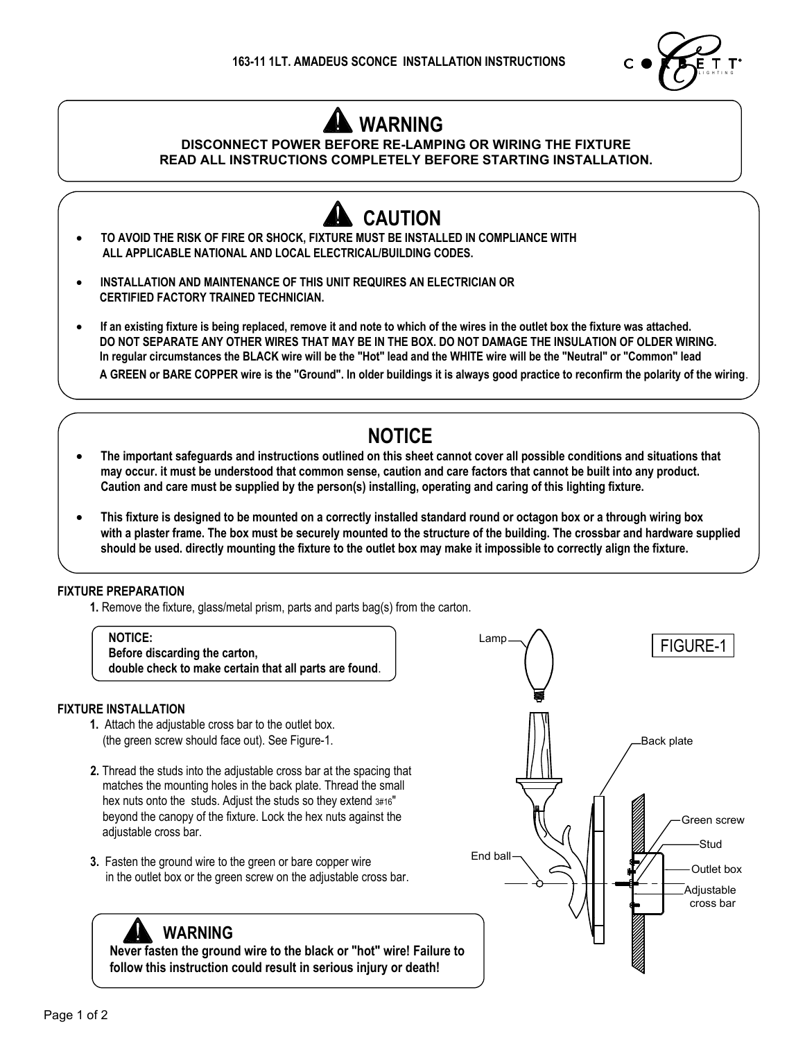# 163-11 1LT. AMADEUS SCONCE INSTALLATION INSTRUCTIONS

CORBETT LIGHTING

## WARNING

**DISCONNECT POWER BEFORE RE-LAMPING OR WIRING THE FIXTURE**
**READ ALL INSTRUCTIONS COMPLETELY BEFORE STARTING INSTALLATION.**

## CAUTION

- **TO AVOID THE RISK OF FIRE OR SHOCK, FIXTURE MUST BE INSTALLED IN COMPLIANCE WITH ALL APPLICABLE NATIONAL AND LOCAL ELECTRICAL/BUILDING CODES.**
- **INSTALLATION AND MAINTENANCE OF THIS UNIT REQUIRES AN ELECTRICIAN OR CERTIFIED FACTORY TRAINED TECHNICIAN.**
- **If an existing fixture is being replaced, remove it and note to which of the wires in the outlet box the fixture was attached. DO NOT SEPARATE ANY OTHER WIRES THAT MAY BE IN THE BOX. DO NOT DAMAGE THE INSULATION OF OLDER WIRING. In regular circumstances the BLACK wire will be the "Hot" lead and the WHITE wire will be the "Neutral" or "Common" lead A GREEN or BARE COPPER wire is the "Ground". In older buildings it is always good practice to reconfirm the polarity of the wiring**.

## NOTICE

- **The important safeguards and instructions outlined on this sheet cannot cover all possible conditions and situations that may occur. it must be understood that common sense, caution and care factors that cannot be built into any product. Caution and care must be supplied by the person(s) installing, operating and caring of this lighting fixture.**
- **This fixture is designed to be mounted on a correctly installed standard round or octagon box or a through wiring box with a plaster frame. The box must be securely mounted to the structure of the building. The crossbar and hardware supplied should be used. directly mounting the fixture to the outlet box may make it impossible to correctly align the fixture.**

### FIXTURE PREPARATION

**1.** Remove the fixture, glass/metal prism, parts and parts bag(s) from the carton.

> **NOTICE:**
> **Before discarding the carton,**
> **double check to make certain that all parts are found**.

### FIXTURE INSTALLATION

**1.** Attach the adjustable cross bar to the outlet box. (the green screw should face out). See Figure-1.

**2.** Thread the studs into the adjustable cross bar at the spacing that matches the mounting holes in the back plate. Thread the small hex nuts onto the studs. Adjust the studs so they extend 3#16" beyond the canopy of the fixture. Lock the hex nuts against the adjustable cross bar.

**3.** Fasten the ground wire to the green or bare copper wire in the outlet box or the green screw on the adjustable cross bar.

> **WARNING**
> **Never fasten the ground wire to the black or "hot" wire! Failure to follow this instruction could result in serious injury or death!**

FIGURE-1

Lamp, Back plate, Green screw, Stud, Outlet box, Adjustable cross bar, End ball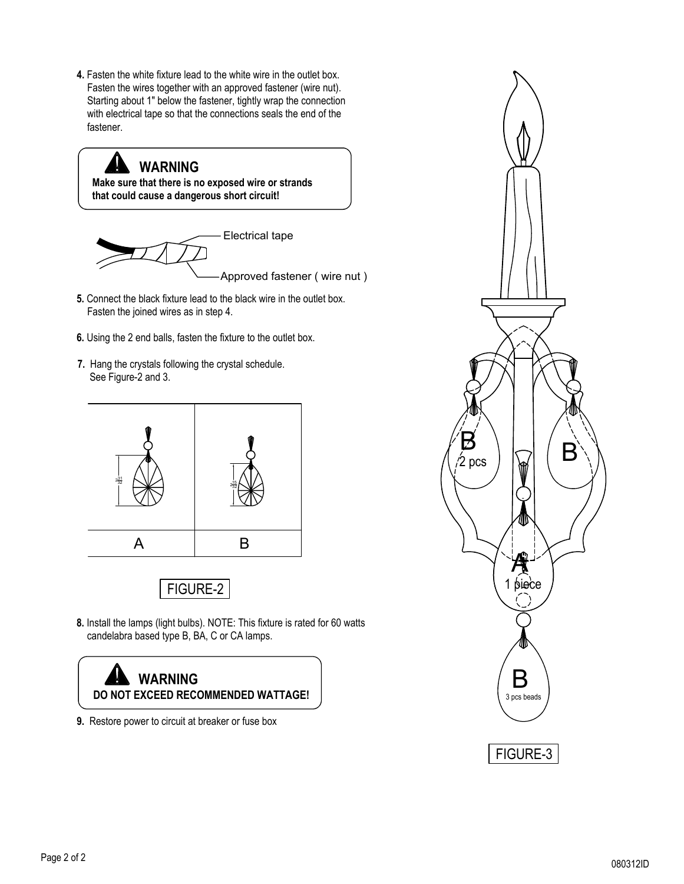**4.** Fasten the white fixture lead to the white wire in the outlet box. Fasten the wires together with an approved fastener (wire nut). Starting about 1" below the fastener, tightly wrap the connection with electrical tape so that the connections seals the end of the fastener.

> **WARNING**
> **Make sure that there is no exposed wire or strands that could cause a dangerous short circuit!**

Electrical tape

Approved fastener ( wire nut )

**5.** Connect the black fixture lead to the black wire in the outlet box. Fasten the joined wires as in step 4.

**6.** Using the 2 end balls, fasten the fixture to the outlet box.

**7.** Hang the crystals following the crystal schedule. See Figure-2 and 3.

| | |
|---|---|
| $2\frac{31}{32}$ | $2\frac{15}{32}$ |
| A | B |

FIGURE-2

**8.** Install the lamps (light bulbs). NOTE: This fixture is rated for 60 watts candelabra based type B, BA, C or CA lamps.

> **WARNING**
> **DO NOT EXCEED RECOMMENDED WATTAGE!**

**9.** Restore power to circuit at breaker or fuse box

B
2 pcs

B

A
1 piece

B
3 pcs beads

FIGURE-3

080312ID